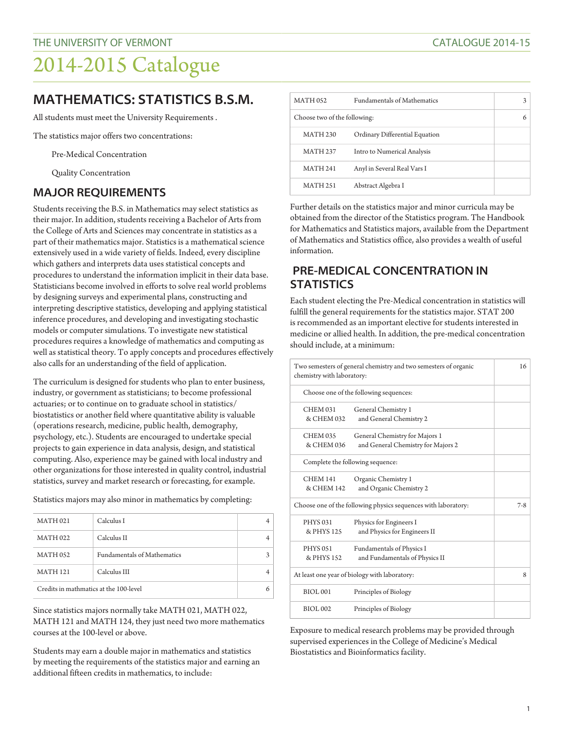# 2014-2015 Catalogue

## MATHEMATICS: STATISTICS B.S.M.

All students must meet the University Requirements .

The statistics major offers two concentrations:

Pre-Medical Concentration

Quality Concentration

## MAJOR REQUIREMENTS

Students receiving the B.S. in Mathematics may select statistics as their major. In addition, students receiving a Bachelor of Arts from the College of Arts and Sciences may concentrate in statistics as a part of their mathematics major. Statistics is a mathematical science extensively used in a wide variety of fields. Indeed, every discipline which gathers and interprets data uses statistical concepts and procedures to understand the information implicit in their data base. Statisticians become involved in efforts to solve real world problems by designing surveys and experimental plans, constructing and interpreting descriptive statistics, developing and applying statistical inference procedures, and developing and investigating stochastic models or computer simulations. To investigate new statistical procedures requires a knowledge of mathematics and computing as well as statistical theory. To apply concepts and procedures effectively also calls for an understanding of the field of application.

The curriculum is designed for students who plan to enter business, industry, or government as statisticians; to become professional actuaries; or to continue on to graduate school in statistics/biostatistics or another field where quantitative ability is valuable (operations research, medicine, public health, demography, psychology, etc.). Students are encouraged to undertake special projects to gain experience in data analysis, design, and statistical computing. Also, experience may be gained with local industry and other organizations for those interested in quality control, industrial statistics, survey and market research or forecasting, for example.

Statistics majors may also minor in mathematics by completing:

| | | |
|---|---|---|
| MATH 021 | Calculus I | 4 |
| MATH 022 | Calculus II | 4 |
| MATH 052 | Fundamentals of Mathematics | 3 |
| MATH 121 | Calculus III | 4 |
| Credits in mathmatics at the 100-level | | 6 |

Since statistics majors normally take MATH 021, MATH 022, MATH 121 and MATH 124, they just need two more mathematics courses at the 100-level or above.

Students may earn a double major in mathematics and statistics by meeting the requirements of the statistics major and earning an additional fifteen credits in mathematics, to include:

| | | |
|---|---|---|
| MATH 052 | Fundamentals of Mathematics | 3 |
| Choose two of the following: | | 6 |
| MATH 230 | Ordinary Differential Equation | |
| MATH 237 | Intro to Numerical Analysis | |
| MATH 241 | Anyl in Several Real Vars I | |
| MATH 251 | Abstract Algebra I | |

Further details on the statistics major and minor curricula may be obtained from the director of the Statistics program. The Handbook for Mathematics and Statistics majors, available from the Department of Mathematics and Statistics office, also provides a wealth of useful information.

## PRE-MEDICAL CONCENTRATION IN STATISTICS

Each student electing the Pre-Medical concentration in statistics will fulfill the general requirements for the statistics major. STAT 200 is recommended as an important elective for students interested in medicine or allied health. In addition, the pre-medical concentration should include, at a minimum:

| | | |
|---|---|---|
| Two semesters of general chemistry and two semesters of organic chemistry with laboratory: | | 16 |
| Choose one of the following sequences: | | |
| CHEM 031 & CHEM 032 | General Chemistry 1 and General Chemistry 2 | |
| CHEM 035 & CHEM 036 | General Chemistry for Majors 1 and General Chemistry for Majors 2 | |
| Complete the following sequence: | | |
| CHEM 141 & CHEM 142 | Organic Chemistry 1 and Organic Chemistry 2 | |
| Choose one of the following physics sequences with laboratory: | | 7-8 |
| PHYS 031 & PHYS 125 | Physics for Engineers I and Physics for Engineers II | |
| PHYS 051 & PHYS 152 | Fundamentals of Physics I and Fundamentals of Physics II | |
| At least one year of biology with laboratory: | | 8 |
| BIOL 001 | Principles of Biology | |
| BIOL 002 | Principles of Biology | |

Exposure to medical research problems may be provided through supervised experiences in the College of Medicine's Medical Biostatistics and Bioinformatics facility.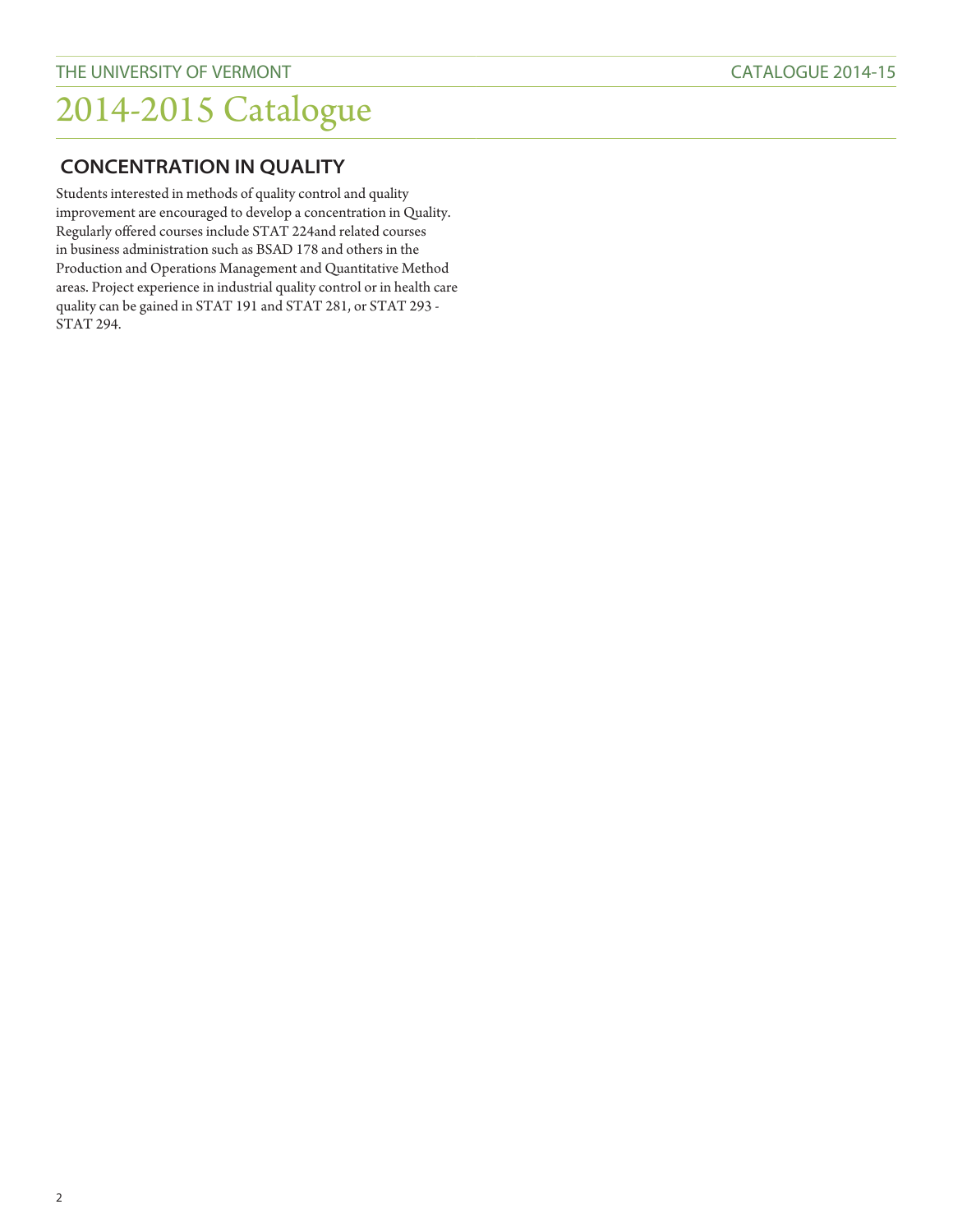## CONCENTRATION IN QUALITY

Students interested in methods of quality control and quality improvement are encouraged to develop a concentration in Quality. Regularly offered courses include STAT 224and related courses in business administration such as BSAD 178 and others in the Production and Operations Management and Quantitative Method areas. Project experience in industrial quality control or in health care quality can be gained in STAT 191 and STAT 281, or STAT 293 - STAT 294.